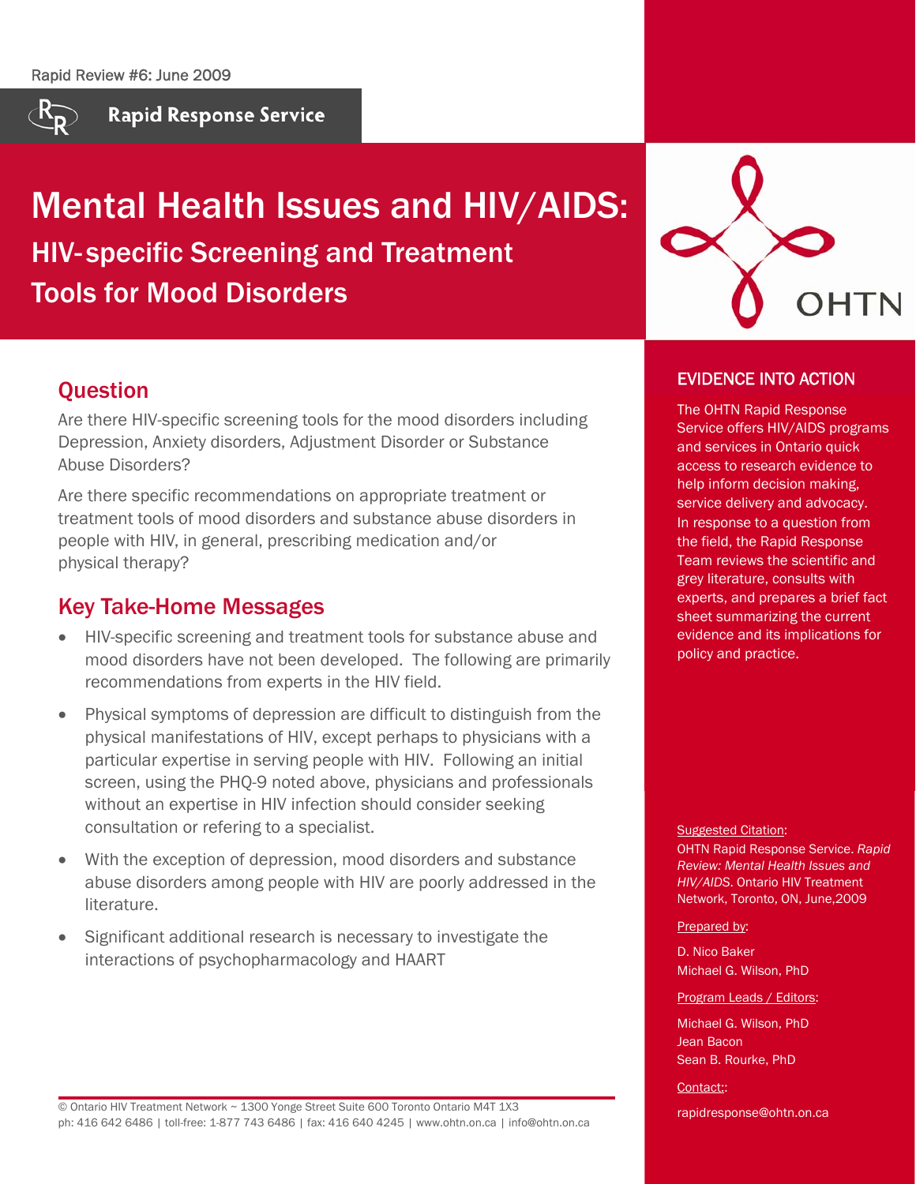Rapid Review #6: June 2009

Rapid Response Service

# Mental Health Issues and HIV/AIDS:

## HIV-specific Screening and Treatment Tools for Mood Disorders

## Question

Are there HIV-specific screening tools for the mood disorders including Depression, Anxiety disorders, Adjustment Disorder or Substance Abuse Disorders?

Are there specific recommendations on appropriate treatment or treatment tools of mood disorders and substance abuse disorders in people with HIV, in general, prescribing medication and/or physical therapy?

## Key Take-Home Messages

- HIV-specific screening and treatment tools for substance abuse and mood disorders have not been developed. The following are primarily recommendations from experts in the HIV field.
- Physical symptoms of depression are difficult to distinguish from the physical manifestations of HIV, except perhaps to physicians with a particular expertise in serving people with HIV. Following an initial screen, using the PHQ-9 noted above, physicians and professionals without an expertise in HIV infection should consider seeking consultation or refering to a specialist.
- With the exception of depression, mood disorders and substance abuse disorders among people with HIV are poorly addressed in the literature.
- Significant additional research is necessary to investigate the interactions of psychopharmacology and HAART

© Ontario HIV Treatment Network ~ 1300 Yonge Street Suite 600 Toronto Ontario M4T 1X3
ph: 416 642 6486 | toll-free: 1-877 743 6486 | fax: 416 640 4245 | www.ohtn.on.ca | info@ohtn.on.ca

OHTN

### EVIDENCE INTO ACTION

The OHTN Rapid Response Service offers HIV/AIDS programs and services in Ontario quick access to research evidence to help inform decision making, service delivery and advocacy. In response to a question from the field, the Rapid Response Team reviews the scientific and grey literature, consults with experts, and prepares a brief fact sheet summarizing the current evidence and its implications for policy and practice.

Suggested Citation:

OHTN Rapid Response Service. *Rapid Review: Mental Health Issues and HIV/AIDS*. Ontario HIV Treatment Network, Toronto, ON, June,2009

Prepared by:

D. Nico Baker
Michael G. Wilson, PhD

Program Leads / Editors:

Michael G. Wilson, PhD
Jean Bacon
Sean B. Rourke, PhD

Contact::

rapidresponse@ohtn.on.ca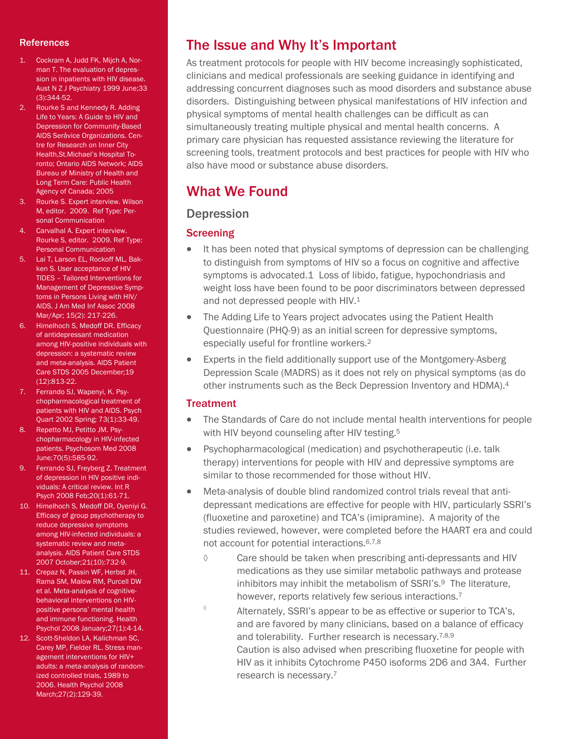## The Issue and Why It's Important

As treatment protocols for people with HIV become increasingly sophisticated, clinicians and medical professionals are seeking guidance in identifying and addressing concurrent diagnoses such as mood disorders and substance abuse disorders. Distinguishing between physical manifestations of HIV infection and physical symptoms of mental health challenges can be difficult as can simultaneously treating multiple physical and mental health concerns. A primary care physician has requested assistance reviewing the literature for screening tools, treatment protocols and best practices for people with HIV who also have mood or substance abuse disorders.

## What We Found

### Depression

#### Screening

- It has been noted that physical symptoms of depression can be challenging to distinguish from symptoms of HIV so a focus on cognitive and affective symptoms is advocated.1 Loss of libido, fatigue, hypochondriasis and weight loss have been found to be poor discriminators between depressed and not depressed people with HIV.[1]
- The Adding Life to Years project advocates using the Patient Health Questionnaire (PHQ-9) as an initial screen for depressive symptoms, especially useful for frontline workers.[2]
- Experts in the field additionally support use of the Montgomery-Asberg Depression Scale (MADRS) as it does not rely on physical symptoms (as do other instruments such as the Beck Depression Inventory and HDMA).[4]

#### Treatment

- The Standards of Care do not include mental health interventions for people with HIV beyond counseling after HIV testing.[5]
- Psychopharmacological (medication) and psychotherapeutic (i.e. talk therapy) interventions for people with HIV and depressive symptoms are similar to those recommended for those without HIV.
- Meta-analysis of double blind randomized control trials reveal that anti-depressant medications are effective for people with HIV, particularly SSRI's (fluoxetine and paroxetine) and TCA's (imipramine). A majority of the studies reviewed, however, were completed before the HAART era and could not account for potential interactions.[6,7,8]
  - ◊ Care should be taken when prescribing anti-depressants and HIV medications as they use similar metabolic pathways and protease inhibitors may inhibit the metabolism of SSRI's.[9] The literature, however, reports relatively few serious interactions.[7]
  - ◊ Alternately, SSRI's appear to be as effective or superior to TCA's, and are favored by many clinicians, based on a balance of efficacy and tolerability. Further research is necessary.[7,8,9]
    Caution is also advised when prescribing fluoxetine for people with HIV as it inhibits Cytochrome P450 isoforms 2D6 and 3A4. Further research is necessary.[7]

### References

1. Cockram A, Judd FK, Mijch A, Norman T. The evaluation of depression in inpatients with HIV disease. Aust N Z J Psychiatry 1999 June;33(3):344-52.
2. Rourke S and Kennedy R. Adding Life to Years: A Guide to HIV and Depression for Community-Based AIDS Seråvice Organizations. Centre for Research on Inner City Health,St.Michael's Hospital Toronto; Ontario AIDS Network; AIDS Bureau of Ministry of Health and Long Term Care: Public Health Agency of Canada; 2005
3. Rourke S. Expert interview. Wilson M, editor. 2009. Ref Type: Personal Communication
4. Carvalhal A. Expert interview. Rourke S, editor. 2009. Ref Type: Personal Communication
5. Lai T, Larson EL, Rockoff ML, Bakken S. User acceptance of HIV TIDES – Tailored Interventions for Management of Depressive Symptoms in Persons Living with HIV/AIDS. J Am Med Inf Assoc 2008 Mar/Apr; 15(2): 217-226.
6. Himelhoch S, Medoff DR. Efficacy of antidepressant medication among HIV-positive individuals with depression: a systematic review and meta-analysis. AIDS Patient Care STDS 2005 December;19(12):813-22.
7. Ferrando SJ, Wapenyi, K. Psychopharmacological treatment of patients with HIV and AIDS. Psych Quart 2002 Spring; 73(1):33-49.
8. Repetto MJ, Petitto JM. Psychopharmacology in HIV-infected patients. Psychosom Med 2008 June;70(5):585-92.
9. Ferrando SJ, Freyberg Z. Treatment of depression in HIV positive individuals: A critical review. Int R Psych 2008 Feb;20(1):61-71.
10. Himelhoch S, Medoff DR, Oyeniyi G. Efficacy of group psychotherapy to reduce depressive symptoms among HIV-infected individuals: a systematic review and meta-analysis. AIDS Patient Care STDS 2007 October;21(10):732-9.
11. Crepaz N, Passin WF, Herbst JH, Rama SM, Malow RM, Purcell DW et al. Meta-analysis of cognitive-behavioral interventions on HIV-positive persons' mental health and immune functioning. Health Psychol 2008 January;27(1):4-14.
12. Scott-Sheldon LA, Kalichman SC, Carey MP, Fielder RL. Stress management interventions for HIV+ adults: a meta-analysis of randomized controlled trials, 1989 to 2006. Health Psychol 2008 March;27(2):129-39.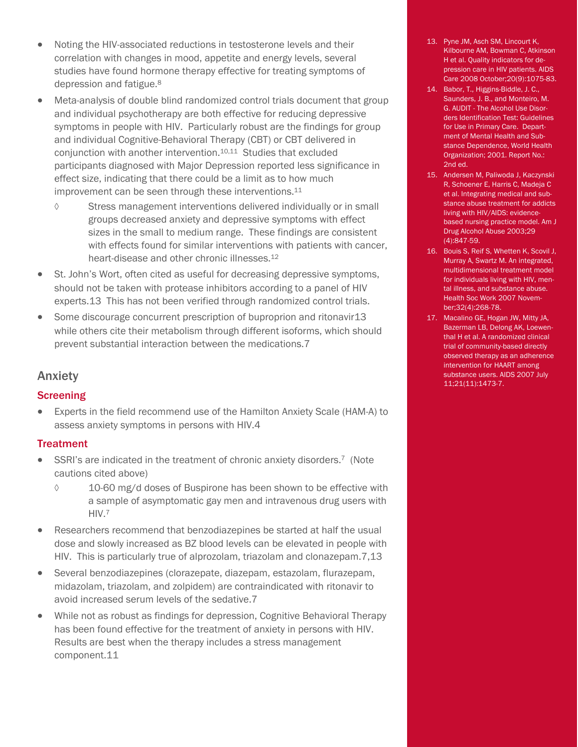- Noting the HIV-associated reductions in testosterone levels and their correlation with changes in mood, appetite and energy levels, several studies have found hormone therapy effective for treating symptoms of depression and fatigue.[8]
- Meta-analysis of double blind randomized control trials document that group and individual psychotherapy are both effective for reducing depressive symptoms in people with HIV. Particularly robust are the findings for group and individual Cognitive-Behavioral Therapy (CBT) or CBT delivered in conjunction with another intervention.[10,11] Studies that excluded participants diagnosed with Major Depression reported less significance in effect size, indicating that there could be a limit as to how much improvement can be seen through these interventions.[11]
  - Stress management interventions delivered individually or in small groups decreased anxiety and depressive symptoms with effect sizes in the small to medium range. These findings are consistent with effects found for similar interventions with patients with cancer, heart-disease and other chronic illnesses.[12]
- St. John's Wort, often cited as useful for decreasing depressive symptoms, should not be taken with protease inhibitors according to a panel of HIV experts.13 This has not been verified through randomized control trials.
- Some discourage concurrent prescription of buproprion and ritonavir13 while others cite their metabolism through different isoforms, which should prevent substantial interaction between the medications.7

## Anxiety

### Screening

- Experts in the field recommend use of the Hamilton Anxiety Scale (HAM-A) to assess anxiety symptoms in persons with HIV.4

### Treatment

- SSRI's are indicated in the treatment of chronic anxiety disorders.[7] (Note cautions cited above)
  - 10-60 mg/d doses of Buspirone has been shown to be effective with a sample of asymptomatic gay men and intravenous drug users with HIV.[7]
- Researchers recommend that benzodiazepines be started at half the usual dose and slowly increased as BZ blood levels can be elevated in people with HIV. This is particularly true of alprozolam, triazolam and clonazepam.7,13
- Several benzodiazepines (clorazepate, diazepam, estazolam, flurazepam, midazolam, triazolam, and zolpidem) are contraindicated with ritonavir to avoid increased serum levels of the sedative.7
- While not as robust as findings for depression, Cognitive Behavioral Therapy has been found effective for the treatment of anxiety in persons with HIV. Results are best when the therapy includes a stress management component.11

13. Pyne JM, Asch SM, Lincourt K, Kilbourne AM, Bowman C, Atkinson H et al. Quality indicators for depression care in HIV patients. AIDS Care 2008 October;20(9):1075-83.
14. Babor, T., Higgins-Biddle, J. C., Saunders, J. B., and Monteiro, M. G. AUDIT - The Alcohol Use Disorders Identification Test: Guidelines for Use in Primary Care. Department of Mental Health and Substance Dependence, World Health Organization; 2001. Report No.: 2nd ed.
15. Andersen M, Paliwoda J, Kaczynski R, Schoener E, Harris C, Madeja C et al. Integrating medical and substance abuse treatment for addicts living with HIV/AIDS: evidence-based nursing practice model. Am J Drug Alcohol Abuse 2003;29 (4):847-59.
16. Bouis S, Reif S, Whetten K, Scovil J, Murray A, Swartz M. An integrated, multidimensional treatment model for individuals living with HIV, mental illness, and substance abuse. Health Soc Work 2007 November;32(4):268-78.
17. Macalino GE, Hogan JW, Mitty JA, Bazerman LB, Delong AK, Loewenthal H et al. A randomized clinical trial of community-based directly observed therapy as an adherence intervention for HAART among substance users. AIDS 2007 July 11;21(11):1473-7.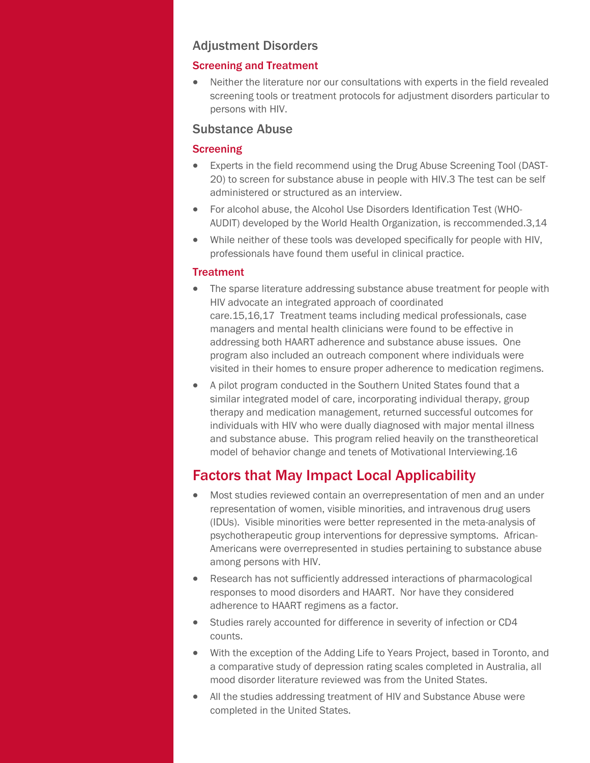## Adjustment Disorders

### Screening and Treatment

- Neither the literature nor our consultations with experts in the field revealed screening tools or treatment protocols for adjustment disorders particular to persons with HIV.

## Substance Abuse

### Screening

- Experts in the field recommend using the Drug Abuse Screening Tool (DAST-20) to screen for substance abuse in people with HIV.3 The test can be self administered or structured as an interview.
- For alcohol abuse, the Alcohol Use Disorders Identification Test (WHO-AUDIT) developed by the World Health Organization, is reccommended.3,14
- While neither of these tools was developed specifically for people with HIV, professionals have found them useful in clinical practice.

### Treatment

- The sparse literature addressing substance abuse treatment for people with HIV advocate an integrated approach of coordinated care.15,16,17 Treatment teams including medical professionals, case managers and mental health clinicians were found to be effective in addressing both HAART adherence and substance abuse issues. One program also included an outreach component where individuals were visited in their homes to ensure proper adherence to medication regimens.
- A pilot program conducted in the Southern United States found that a similar integrated model of care, incorporating individual therapy, group therapy and medication management, returned successful outcomes for individuals with HIV who were dually diagnosed with major mental illness and substance abuse. This program relied heavily on the transtheoretical model of behavior change and tenets of Motivational Interviewing.16

# Factors that May Impact Local Applicability

- Most studies reviewed contain an overrepresentation of men and an under representation of women, visible minorities, and intravenous drug users (IDUs). Visible minorities were better represented in the meta-analysis of psychotherapeutic group interventions for depressive symptoms. African-Americans were overrepresented in studies pertaining to substance abuse among persons with HIV.
- Research has not sufficiently addressed interactions of pharmacological responses to mood disorders and HAART. Nor have they considered adherence to HAART regimens as a factor.
- Studies rarely accounted for difference in severity of infection or CD4 counts.
- With the exception of the Adding Life to Years Project, based in Toronto, and a comparative study of depression rating scales completed in Australia, all mood disorder literature reviewed was from the United States.
- All the studies addressing treatment of HIV and Substance Abuse were completed in the United States.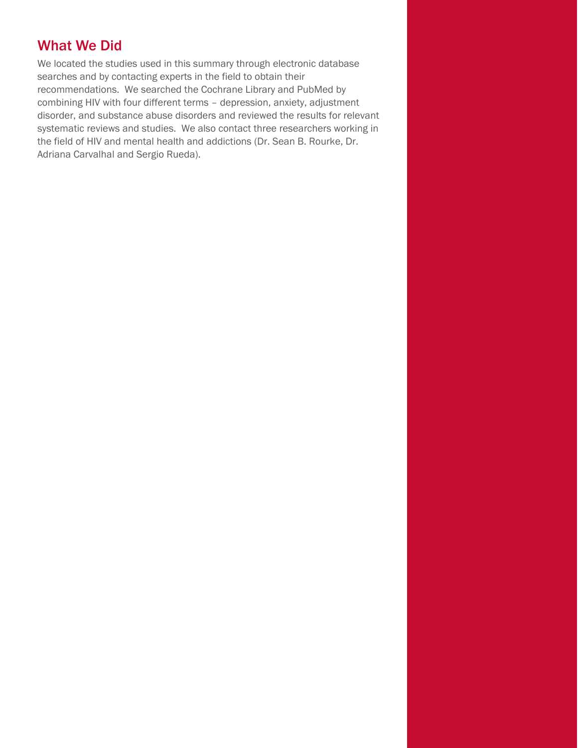## What We Did

We located the studies used in this summary through electronic database searches and by contacting experts in the field to obtain their recommendations. We searched the Cochrane Library and PubMed by combining HIV with four different terms – depression, anxiety, adjustment disorder, and substance abuse disorders and reviewed the results for relevant systematic reviews and studies. We also contact three researchers working in the field of HIV and mental health and addictions (Dr. Sean B. Rourke, Dr. Adriana Carvalhal and Sergio Rueda).